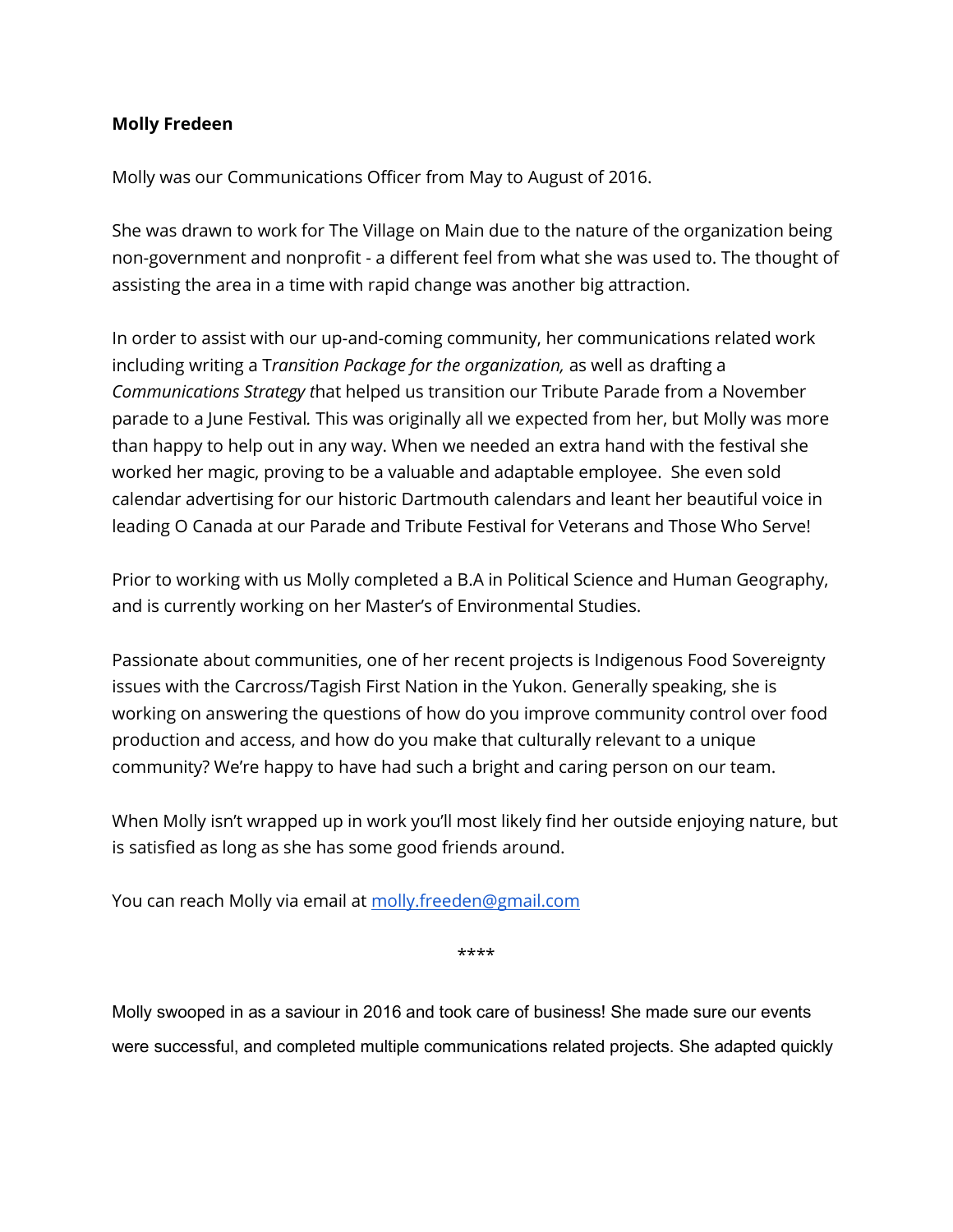**Molly Fredeen**

Molly was our Communications Officer from May to August of 2016.

She was drawn to work for The Village on Main due to the nature of the organization being non-government and nonprofit - a different feel from what she was used to. The thought of assisting the area in a time with rapid change was another big attraction.

In order to assist with our up-and-coming community, her communications related work including writing a T*ransition Package for the organization,* as well as drafting a *Communications Strategy t*hat helped us transition our Tribute Parade from a November parade to a June Festival*.* This was originally all we expected from her, but Molly was more than happy to help out in any way. When we needed an extra hand with the festival she worked her magic, proving to be a valuable and adaptable employee. She even sold calendar advertising for our historic Dartmouth calendars and leant her beautiful voice in leading O Canada at our Parade and Tribute Festival for Veterans and Those Who Serve!

Prior to working with us Molly completed a B.A in Political Science and Human Geography, and is currently working on her Master's of Environmental Studies.

Passionate about communities, one of her recent projects is Indigenous Food Sovereignty issues with the Carcross/Tagish First Nation in the Yukon. Generally speaking, she is working on answering the questions of how do you improve community control over food production and access, and how do you make that culturally relevant to a unique community? We're happy to have had such a bright and caring person on our team.

When Molly isn't wrapped up in work you'll most likely find her outside enjoying nature, but is satisfied as long as she has some good friends around.

You can reach Molly via email at [molly.freeden@gmail.com](mailto:molly.freeden@gmail.com)

****

Molly swooped in as a saviour in 2016 and took care of business! She made sure our events were successful, and completed multiple communications related projects. She adapted quickly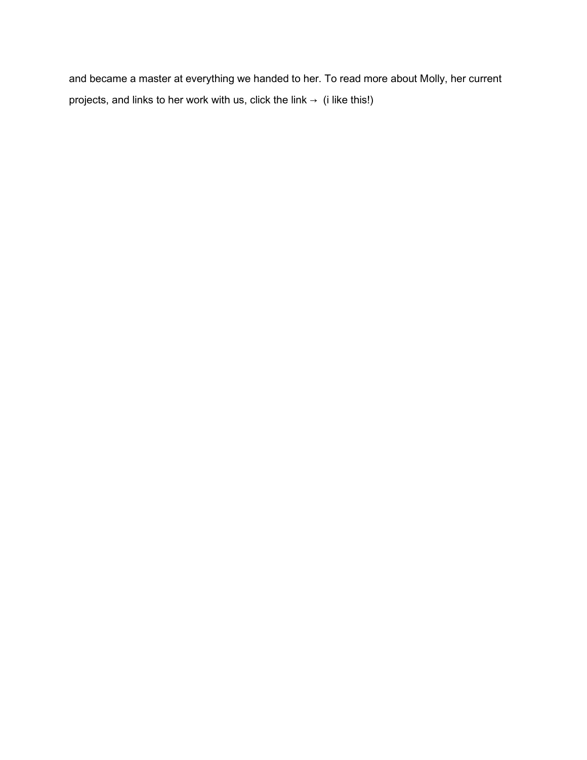and became a master at everything we handed to her. To read more about Molly, her current projects, and links to her work with us, click the link → (i like this!)